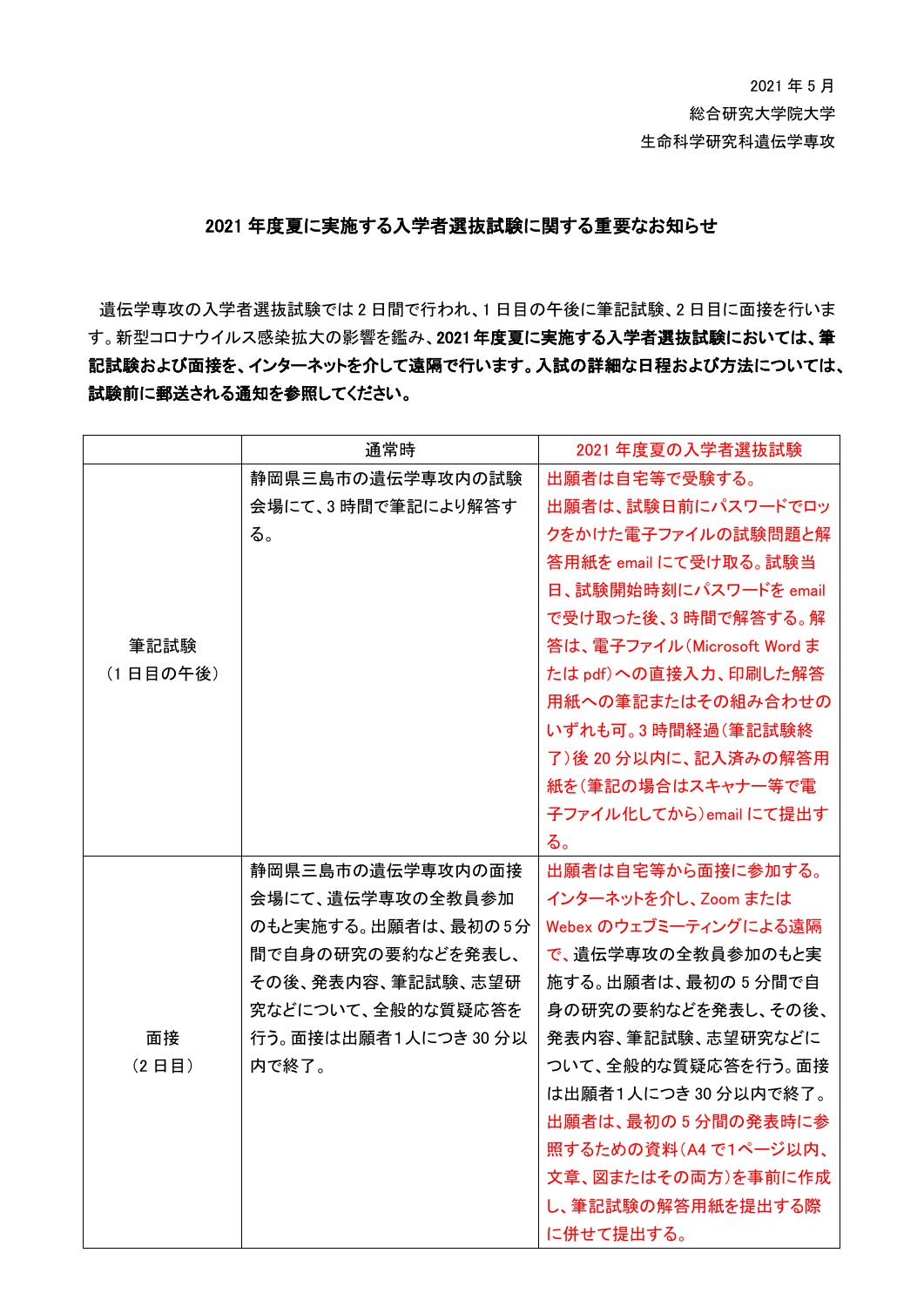2021 年 5 月

総合研究大学院大学

生命科学研究科遺伝学専攻

## 2021 年度夏に実施する入学者選抜試験に関する重要なお知らせ

遺伝学専攻の入学者選抜試験では 2 日間で行われ、1 日目の午後に筆記試験、2 日目に面接を行います。新型コロナウイルス感染拡大の影響を鑑み、**2021 年度夏に実施する入学者選抜試験においては、筆記試験および面接を、インターネットを介して遠隔で行います。入試の詳細な日程および方法については、試験前に郵送される通知を参照してください。**

| | 通常時 | 2021 年度夏の入学者選抜試験 |
|---|---|---|
| 筆記試験<br>（1 日目の午後） | 静岡県三島市の遺伝学専攻内の試験会場にて、3 時間で筆記により解答する。 | 出願者は自宅等で受験する。<br>出願者は、試験日前にパスワードでロックをかけた電子ファイルの試験問題と解答用紙を email にて受け取る。試験当日、試験開始時刻にパスワードを email で受け取った後、3 時間で解答する。解答は、電子ファイル（Microsoft Word または pdf）への直接入力、印刷した解答用紙への筆記またはその組み合わせのいずれも可。3 時間経過（筆記試験終了）後 20 分以内に、記入済みの解答用紙を（筆記の場合はスキャナー等で電子ファイル化してから）email にて提出する。 |
| 面接<br>（2 日目） | 静岡県三島市の遺伝学専攻内の面接会場にて、遺伝学専攻の全教員参加のもと実施する。出願者は、最初の 5 分間で自身の研究の要約などを発表し、その後、発表内容、筆記試験、志望研究などについて、全般的な質疑応答を行う。面接は出願者1人につき 30 分以内で終了。 | 出願者は自宅等から面接に参加する。インターネットを介し、Zoom または Webex のウェブミーティングによる遠隔で、遺伝学専攻の全教員参加のもと実施する。出願者は、最初の 5 分間で自身の研究の要約などを発表し、その後、発表内容、筆記試験、志望研究などについて、全般的な質疑応答を行う。面接は出願者1人につき 30 分以内で終了。<br>出願者は、最初の 5 分間の発表時に参照するための資料（A4 で1ページ以内、文章、図またはその両方）を事前に作成し、筆記試験の解答用紙を提出する際に併せて提出する。 |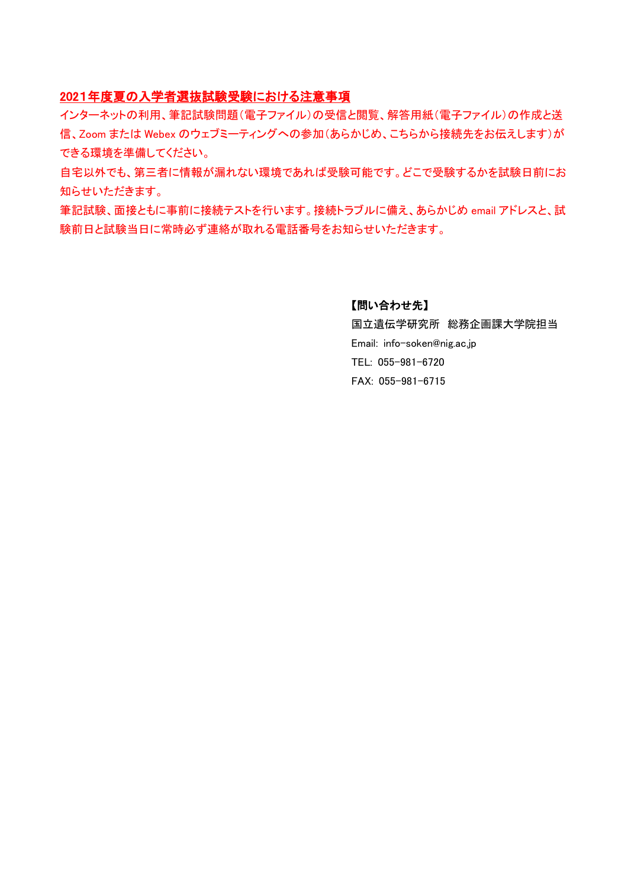## 2021年度夏の入学者選抜試験受験における注意事項

インターネットの利用、筆記試験問題（電子ファイル）の受信と閲覧、解答用紙（電子ファイル）の作成と送信、Zoom または Webex のウェブミーティングへの参加（あらかじめ、こちらから接続先をお伝えします）ができる環境を準備してください。

自宅以外でも、第三者に情報が漏れない環境であれば受験可能です。どこで受験するかを試験日前にお知らせいただきます。

筆記試験、面接ともに事前に接続テストを行います。接続トラブルに備え、あらかじめ email アドレスと、試験前日と試験当日に常時必ず連絡が取れる電話番号をお知らせいただきます。

**【問い合わせ先】**

国立遺伝学研究所　総務企画課大学院担当

Email: info-soken@nig.ac.jp

TEL: 055-981-6720

FAX: 055-981-6715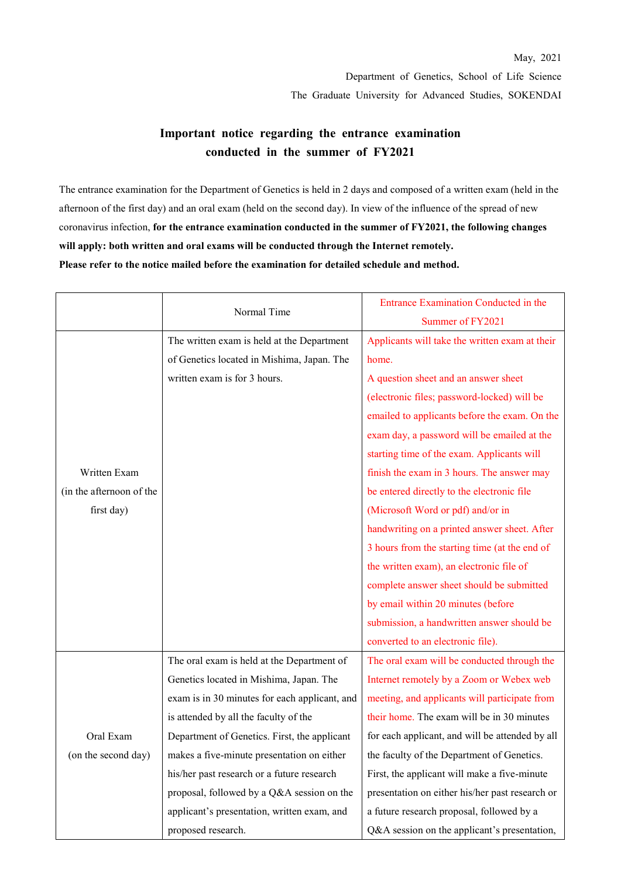May, 2021

Department of Genetics, School of Life Science

The Graduate University for Advanced Studies, SOKENDAI

## Important notice regarding the entrance examination conducted in the summer of FY2021

The entrance examination for the Department of Genetics is held in 2 days and composed of a written exam (held in the afternoon of the first day) and an oral exam (held on the second day). In view of the influence of the spread of new coronavirus infection, **for the entrance examination conducted in the summer of FY2021, the following changes will apply: both written and oral exams will be conducted through the Internet remotely.**
**Please refer to the notice mailed before the examination for detailed schedule and method.**

| | Normal Time | Entrance Examination Conducted in the Summer of FY2021 |
|---|---|---|
| Written Exam (in the afternoon of the first day) | The written exam is held at the Department of Genetics located in Mishima, Japan. The written exam is for 3 hours. | Applicants will take the written exam at their home. A question sheet and an answer sheet (electronic files; password-locked) will be emailed to applicants before the exam. On the exam day, a password will be emailed at the starting time of the exam. Applicants will finish the exam in 3 hours. The answer may be entered directly to the electronic file (Microsoft Word or pdf) and/or in handwriting on a printed answer sheet. After 3 hours from the starting time (at the end of the written exam), an electronic file of complete answer sheet should be submitted by email within 20 minutes (before submission, a handwritten answer should be converted to an electronic file). |
| Oral Exam (on the second day) | The oral exam is held at the Department of Genetics located in Mishima, Japan. The exam is in 30 minutes for each applicant, and is attended by all the faculty of the Department of Genetics. First, the applicant makes a five-minute presentation on either his/her past research or a future research proposal, followed by a Q&A session on the applicant's presentation, written exam, and proposed research. | The oral exam will be conducted through the Internet remotely by a Zoom or Webex web meeting, and applicants will participate from their home. The exam will be in 30 minutes for each applicant, and will be attended by all the faculty of the Department of Genetics. First, the applicant will make a five-minute presentation on either his/her past research or a future research proposal, followed by a Q&A session on the applicant's presentation, |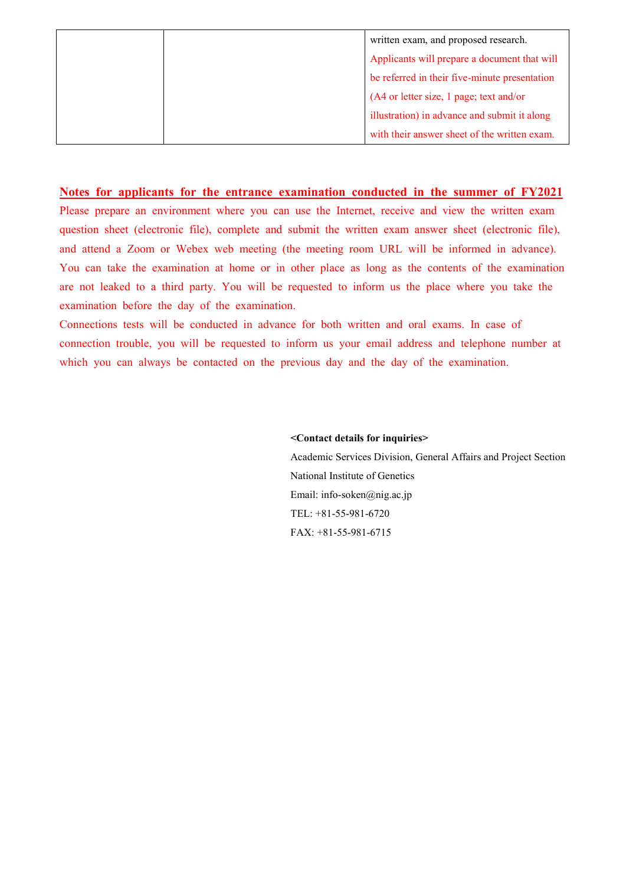| | | |
|---|---|---|
| | | written exam, and proposed research. Applicants will prepare a document that will be referred in their five-minute presentation (A4 or letter size, 1 page; text and/or illustration) in advance and submit it along with their answer sheet of the written exam. |

**Notes for applicants for the entrance examination conducted in the summer of FY2021**

Please prepare an environment where you can use the Internet, receive and view the written exam question sheet (electronic file), complete and submit the written exam answer sheet (electronic file), and attend a Zoom or Webex web meeting (the meeting room URL will be informed in advance). You can take the examination at home or in other place as long as the contents of the examination are not leaked to a third party. You will be requested to inform us the place where you take the examination before the day of the examination.

Connections tests will be conducted in advance for both written and oral exams. In case of connection trouble, you will be requested to inform us your email address and telephone number at which you can always be contacted on the previous day and the day of the examination.

**<Contact details for inquiries>**

Academic Services Division, General Affairs and Project Section
National Institute of Genetics
Email: info-soken@nig.ac.jp
TEL: +81-55-981-6720
FAX: +81-55-981-6715